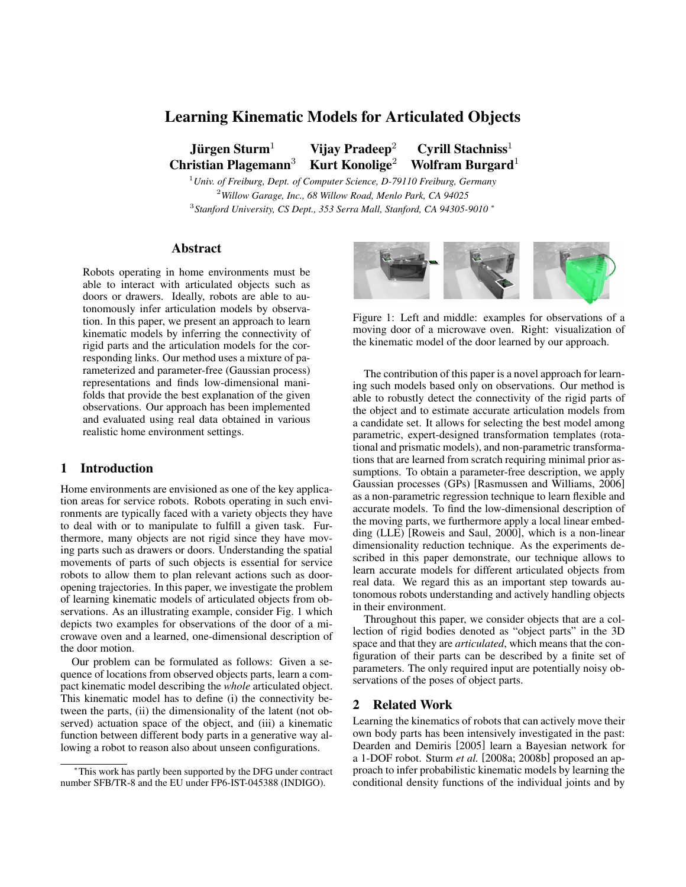# Learning Kinematic Models for Articulated Objects

**Jürgen Sturm**[1] **Vijay Pradeep**[2] **Cyrill Stachniss**[1]
**Christian Plagemann**[3] **Kurt Konolige**[2] **Wolfram Burgard**[1]

[1] *Univ. of Freiburg, Dept. of Computer Science, D-79110 Freiburg, Germany*
[2] *Willow Garage, Inc., 68 Willow Road, Menlo Park, CA 94025*
[3] *Stanford University, CS Dept., 353 Serra Mall, Stanford, CA 94305-9010* [*]

## Abstract

Robots operating in home environments must be able to interact with articulated objects such as doors or drawers. Ideally, robots are able to autonomously infer articulation models by observation. In this paper, we present an approach to learn kinematic models by inferring the connectivity of rigid parts and the articulation models for the corresponding links. Our method uses a mixture of parameterized and parameter-free (Gaussian process) representations and finds low-dimensional manifolds that provide the best explanation of the given observations. Our approach has been implemented and evaluated using real data obtained in various realistic home environment settings.

## 1 Introduction

Home environments are envisioned as one of the key application areas for service robots. Robots operating in such environments are typically faced with a variety objects they have to deal with or to manipulate to fulfill a given task. Furthermore, many objects are not rigid since they have moving parts such as drawers or doors. Understanding the spatial movements of parts of such objects is essential for service robots to allow them to plan relevant actions such as door-opening trajectories. In this paper, we investigate the problem of learning kinematic models of articulated objects from observations. As an illustrating example, consider Fig. 1 which depicts two examples for observations of the door of a microwave oven and a learned, one-dimensional description of the door motion.

Our problem can be formulated as follows: Given a sequence of locations from observed objects parts, learn a compact kinematic model describing the *whole* articulated object. This kinematic model has to define (i) the connectivity between the parts, (ii) the dimensionality of the latent (not observed) actuation space of the object, and (iii) a kinematic function between different body parts in a generative way allowing a robot to reason also about unseen configurations.

Figure 1: Left and middle: examples for observations of a moving door of a microwave oven. Right: visualization of the kinematic model of the door learned by our approach.

The contribution of this paper is a novel approach for learning such models based only on observations. Our method is able to robustly detect the connectivity of the rigid parts of the object and to estimate accurate articulation models from a candidate set. It allows for selecting the best model among parametric, expert-designed transformation templates (rotational and prismatic models), and non-parametric transformations that are learned from scratch requiring minimal prior assumptions. To obtain a parameter-free description, we apply Gaussian processes (GPs) [Rasmussen and Williams, 2006] as a non-parametric regression technique to learn flexible and accurate models. To find the low-dimensional description of the moving parts, we furthermore apply a local linear embedding (LLE) [Roweis and Saul, 2000], which is a non-linear dimensionality reduction technique. As the experiments described in this paper demonstrate, our technique allows to learn accurate models for different articulated objects from real data. We regard this as an important step towards autonomous robots understanding and actively handling objects in their environment.

Throughout this paper, we consider objects that are a collection of rigid bodies denoted as "object parts" in the 3D space and that they are *articulated*, which means that the configuration of their parts can be described by a finite set of parameters. The only required input are potentially noisy observations of the poses of object parts.

## 2 Related Work

Learning the kinematics of robots that can actively move their own body parts has been intensively investigated in the past: Dearden and Demiris [2005] learn a Bayesian network for a 1-DOF robot. Sturm *et al.* [2008a; 2008b] proposed an approach to infer probabilistic kinematic models by learning the conditional density functions of the individual joints and by

[*] This work has partly been supported by the DFG under contract number SFB/TR-8 and the EU under FP6-IST-045388 (INDIGO).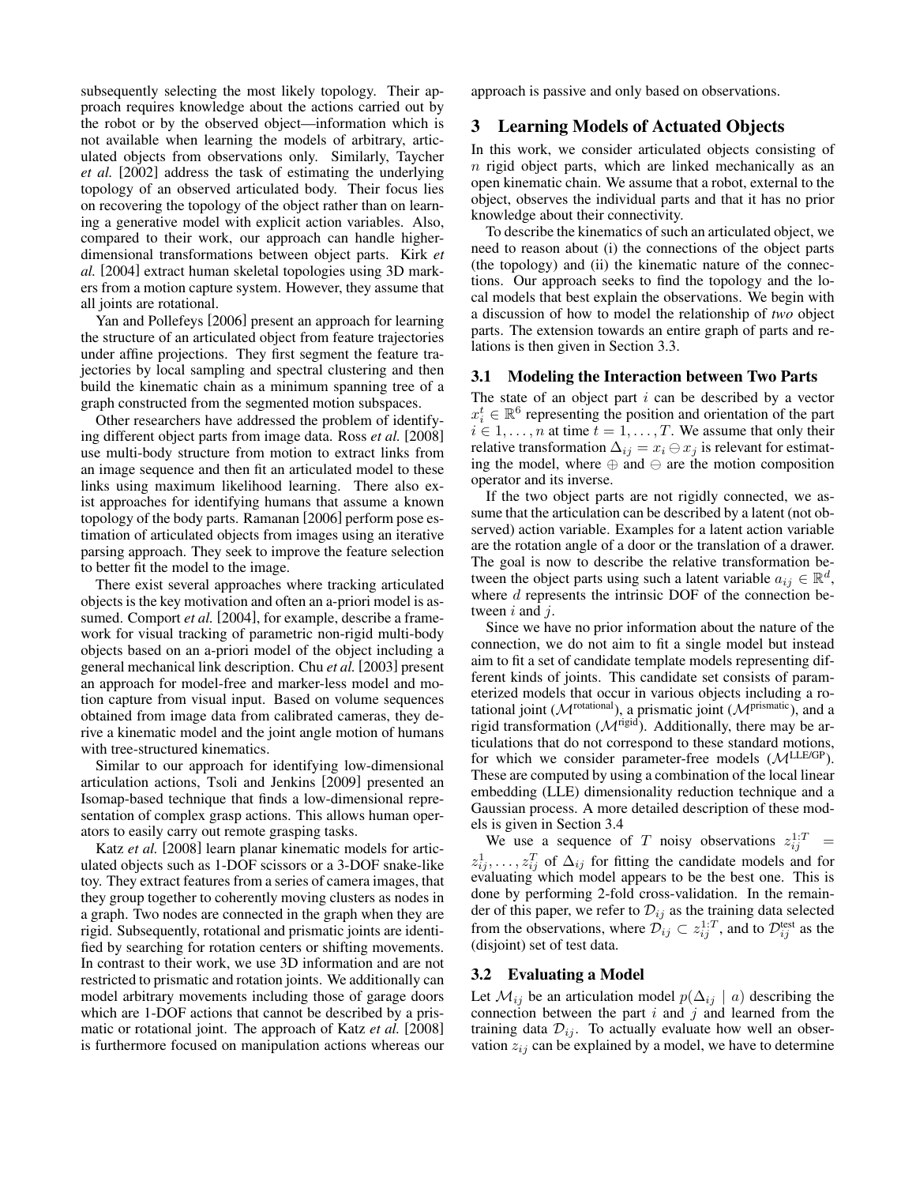subsequently selecting the most likely topology. Their approach requires knowledge about the actions carried out by the robot or by the observed object—information which is not available when learning the models of arbitrary, articulated objects from observations only. Similarly, Taycher *et al.* [2002] address the task of estimating the underlying topology of an observed articulated body. Their focus lies on recovering the topology of the object rather than on learning a generative model with explicit action variables. Also, compared to their work, our approach can handle higher-dimensional transformations between object parts. Kirk *et al.* [2004] extract human skeletal topologies using 3D markers from a motion capture system. However, they assume that all joints are rotational.

Yan and Pollefeys [2006] present an approach for learning the structure of an articulated object from feature trajectories under affine projections. They first segment the feature trajectories by local sampling and spectral clustering and then build the kinematic chain as a minimum spanning tree of a graph constructed from the segmented motion subspaces.

Other researchers have addressed the problem of identifying different object parts from image data. Ross *et al.* [2008] use multi-body structure from motion to extract links from an image sequence and then fit an articulated model to these links using maximum likelihood learning. There also exist approaches for identifying humans that assume a known topology of the body parts. Ramanan [2006] perform pose estimation of articulated objects from images using an iterative parsing approach. They seek to improve the feature selection to better fit the model to the image.

There exist several approaches where tracking articulated objects is the key motivation and often an a-priori model is assumed. Comport *et al.* [2004], for example, describe a framework for visual tracking of parametric non-rigid multi-body objects based on an a-priori model of the object including a general mechanical link description. Chu *et al.* [2003] present an approach for model-free and marker-less model and motion capture from visual input. Based on volume sequences obtained from image data from calibrated cameras, they derive a kinematic model and the joint angle motion of humans with tree-structured kinematics.

Similar to our approach for identifying low-dimensional articulation actions, Tsoli and Jenkins [2009] presented an Isomap-based technique that finds a low-dimensional representation of complex grasp actions. This allows human operators to easily carry out remote grasping tasks.

Katz *et al.* [2008] learn planar kinematic models for articulated objects such as 1-DOF scissors or a 3-DOF snake-like toy. They extract features from a series of camera images, that they group together to coherently moving clusters as nodes in a graph. Two nodes are connected in the graph when they are rigid. Subsequently, rotational and prismatic joints are identified by searching for rotation centers or shifting movements. In contrast to their work, we use 3D information and are not restricted to prismatic and rotation joints. We additionally can model arbitrary movements including those of garage doors which are 1-DOF actions that cannot be described by a prismatic or rotational joint. The approach of Katz *et al.* [2008] is furthermore focused on manipulation actions whereas our approach is passive and only based on observations.

## 3 Learning Models of Actuated Objects

In this work, we consider articulated objects consisting of $n$ rigid object parts, which are linked mechanically as an open kinematic chain. We assume that a robot, external to the object, observes the individual parts and that it has no prior knowledge about their connectivity.

To describe the kinematics of such an articulated object, we need to reason about (i) the connections of the object parts (the topology) and (ii) the kinematic nature of the connections. Our approach seeks to find the topology and the local models that best explain the observations. We begin with a discussion of how to model the relationship of *two* object parts. The extension towards an entire graph of parts and relations is then given in Section 3.3.

### 3.1 Modeling the Interaction between Two Parts

The state of an object part $i$ can be described by a vector $x_i^t \in \mathbb{R}^6$ representing the position and orientation of the part $i \in 1, \ldots, n$ at time $t = 1, \ldots, T$. We assume that only their relative transformation $\Delta_{ij} = x_i \ominus x_j$ is relevant for estimating the model, where $\oplus$ and $\ominus$ are the motion composition operator and its inverse.

If the two object parts are not rigidly connected, we assume that the articulation can be described by a latent (not observed) action variable. Examples for a latent action variable are the rotation angle of a door or the translation of a drawer. The goal is now to describe the relative transformation between the object parts using such a latent variable $a_{ij} \in \mathbb{R}^d$, where $d$ represents the intrinsic DOF of the connection between $i$ and $j$.

Since we have no prior information about the nature of the connection, we do not aim to fit a single model but instead aim to fit a set of candidate template models representing different kinds of joints. This candidate set consists of parameterized models that occur in various objects including a rotational joint ($\mathcal{M}^{\text{rotational}}$), a prismatic joint ($\mathcal{M}^{\text{prismatic}}$), and a rigid transformation ($\mathcal{M}^{\text{rigid}}$). Additionally, there may be articulations that do not correspond to these standard motions, for which we consider parameter-free models ($\mathcal{M}^{\text{LLE/GP}}$). These are computed by using a combination of the local linear embedding (LLE) dimensionality reduction technique and a Gaussian process. A more detailed description of these models is given in Section 3.4

We use a sequence of $T$ noisy observations $z_{ij}^{1:T} = z_{ij}^1, \ldots, z_{ij}^T$ of $\Delta_{ij}$ for fitting the candidate models and for evaluating which model appears to be the best one. This is done by performing 2-fold cross-validation. In the remainder of this paper, we refer to $\mathcal{D}_{ij}$ as the training data selected from the observations, where $\mathcal{D}_{ij} \subset z_{ij}^{1:T}$, and to $\mathcal{D}_{ij}^{\text{test}}$ as the (disjoint) set of test data.

### 3.2 Evaluating a Model

Let $\mathcal{M}_{ij}$ be an articulation model $p(\Delta_{ij} \mid a)$ describing the connection between the part $i$ and $j$ and learned from the training data $\mathcal{D}_{ij}$. To actually evaluate how well an observation $z_{ij}$ can be explained by a model, we have to determine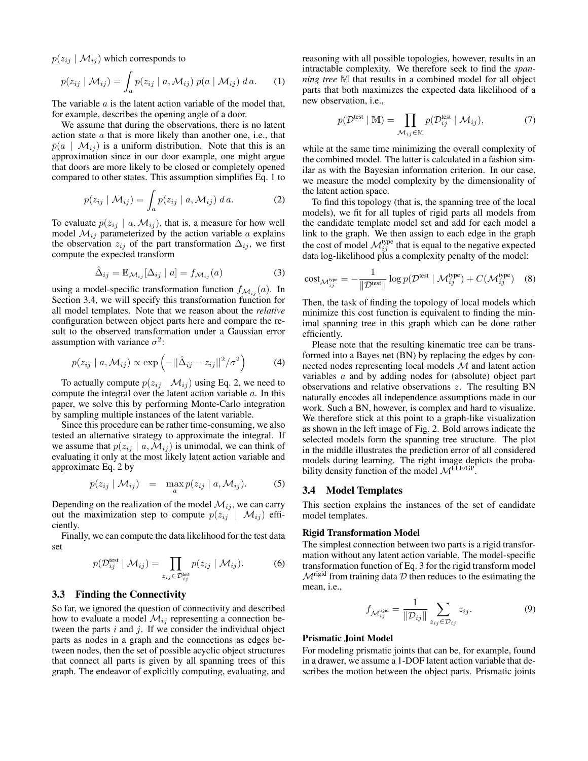$p(z_{ij} \mid \mathcal{M}_{ij})$ which corresponds to

$$p(z_{ij} \mid \mathcal{M}_{ij}) = \int_a p(z_{ij} \mid a, \mathcal{M}_{ij}) \; p(a \mid \mathcal{M}_{ij}) \; d\,a. \qquad (1)$$

The variable $a$ is the latent action variable of the model that, for example, describes the opening angle of a door.

We assume that during the observations, there is no latent action state $a$ that is more likely than another one, i.e., that $p(a \mid \mathcal{M}_{ij})$ is a uniform distribution. Note that this is an approximation since in our door example, one might argue that doors are more likely to be closed or completely opened compared to other states. This assumption simplifies Eq. 1 to

$$p(z_{ij} \mid \mathcal{M}_{ij}) = \int_a p(z_{ij} \mid a, \mathcal{M}_{ij}) \; d\,a. \qquad (2)$$

To evaluate $p(z_{ij} \mid a, \mathcal{M}_{ij})$, that is, a measure for how well model $\mathcal{M}_{ij}$ parameterized by the action variable $a$ explains the observation $z_{ij}$ of the part transformation $\Delta_{ij}$, we first compute the expected transform

$$\hat{\Delta}_{ij} = \mathbb{E}_{\mathcal{M}_{ij}}[\Delta_{ij} \mid a] = f_{\mathcal{M}_{ij}}(a) \qquad (3)$$

using a model-specific transformation function $f_{\mathcal{M}_{ij}}(a)$. In Section 3.4, we will specify this transformation function for all model templates. Note that we reason about the *relative* configuration between object parts here and compare the result to the observed transformation under a Gaussian error assumption with variance $\sigma^2$:

$$p(z_{ij} \mid a, \mathcal{M}_{ij}) \propto \exp\left(-||\hat{\Delta}_{ij} - z_{ij}||^2 / \sigma^2\right) \qquad (4)$$

To actually compute $p(z_{ij} \mid \mathcal{M}_{ij})$ using Eq. 2, we need to compute the integral over the latent action variable $a$. In this paper, we solve this by performing Monte-Carlo integration by sampling multiple instances of the latent variable.

Since this procedure can be rather time-consuming, we also tested an alternative strategy to approximate the integral. If we assume that $p(z_{ij} \mid a, \mathcal{M}_{ij})$ is unimodal, we can think of evaluating it only at the most likely latent action variable and approximate Eq. 2 by

$$p(z_{ij} \mid \mathcal{M}_{ij}) \quad = \quad \max_a p(z_{ij} \mid a, \mathcal{M}_{ij}). \qquad (5)$$

Depending on the realization of the model $\mathcal{M}_{ij}$, we can carry out the maximization step to compute $p(z_{ij} \mid \mathcal{M}_{ij})$ efficiently.

Finally, we can compute the data likelihood for the test data set

$$p(\mathcal{D}_{ij}^{\text{test}} \mid \mathcal{M}_{ij}) = \prod_{z_{ij} \in \mathcal{D}_{ij}^{\text{test}}} p(z_{ij} \mid \mathcal{M}_{ij}). \qquad (6)$$

### 3.3 Finding the Connectivity

So far, we ignored the question of connectivity and described how to evaluate a model $\mathcal{M}_{ij}$ representing a connection between the parts $i$ and $j$. If we consider the individual object parts as nodes in a graph and the connections as edges between nodes, then the set of possible acyclic object structures that connect all parts is given by all spanning trees of this graph. The endeavor of explicitly computing, evaluating, and reasoning with all possible topologies, however, results in an intractable complexity. We therefore seek to find the *spanning tree* $\mathbb{M}$ that results in a combined model for all object parts that both maximizes the expected data likelihood of a new observation, i.e.,

$$p(\mathcal{D}^{\text{test}} \mid \mathbb{M}) = \prod_{\mathcal{M}_{ij} \in \mathbb{M}} p(\mathcal{D}_{ij}^{\text{test}} \mid \mathcal{M}_{ij}), \qquad (7)$$

while at the same time minimizing the overall complexity of the combined model. The latter is calculated in a fashion similar as with the Bayesian information criterion. In our case, we measure the model complexity by the dimensionality of the latent action space.

To find this topology (that is, the spanning tree of the local models), we fit for all tuples of rigid parts all models from the candidate template model set and add for each model a link to the graph. We then assign to each edge in the graph the cost of model $\mathcal{M}_{ij}^{\text{type}}$ that is equal to the negative expected data log-likelihood plus a complexity penalty of the model:

$$\text{cost}_{\mathcal{M}_{ij}^{\text{type}}} = -\frac{1}{\|\mathcal{D}^{\text{test}}\|} \log p(\mathcal{D}^{\text{test}} \mid \mathcal{M}_{ij}^{\text{type}}) + C(\mathcal{M}_{ij}^{\text{type}}) \qquad (8)$$

Then, the task of finding the topology of local models which minimize this cost function is equivalent to finding the minimal spanning tree in this graph which can be done rather efficiently.

Please note that the resulting kinematic tree can be transformed into a Bayes net (BN) by replacing the edges by connected nodes representing local models $\mathcal{M}$ and latent action variables $a$ and by adding nodes for (absolute) object part observations and relative observations $z$. The resulting BN naturally encodes all independence assumptions made in our work. Such a BN, however, is complex and hard to visualize. We therefore stick at this point to a graph-like visualization as shown in the left image of Fig. 2. Bold arrows indicate the selected models form the spanning tree structure. The plot in the middle illustrates the prediction error of all considered models during learning. The right image depicts the probability density function of the model $\mathcal{M}^{\text{LLE/GP}}$.

### 3.4 Model Templates

This section explains the instances of the set of candidate model templates.

**Rigid Transformation Model**

The simplest connection between two parts is a rigid transformation without any latent action variable. The model-specific transformation function of Eq. 3 for the rigid transform model $\mathcal{M}^{\text{rigid}}$ from training data $\mathcal{D}$ then reduces to the estimating the mean, i.e.,

$$f_{\mathcal{M}_{ij}^{\text{rigid}}} = \frac{1}{\|\mathcal{D}_{ij}\|} \sum_{z_{ij} \in \mathcal{D}_{ij}} z_{ij}. \qquad (9)$$

**Prismatic Joint Model**

For modeling prismatic joints that can be, for example, found in a drawer, we assume a 1-DOF latent action variable that describes the motion between the object parts. Prismatic joints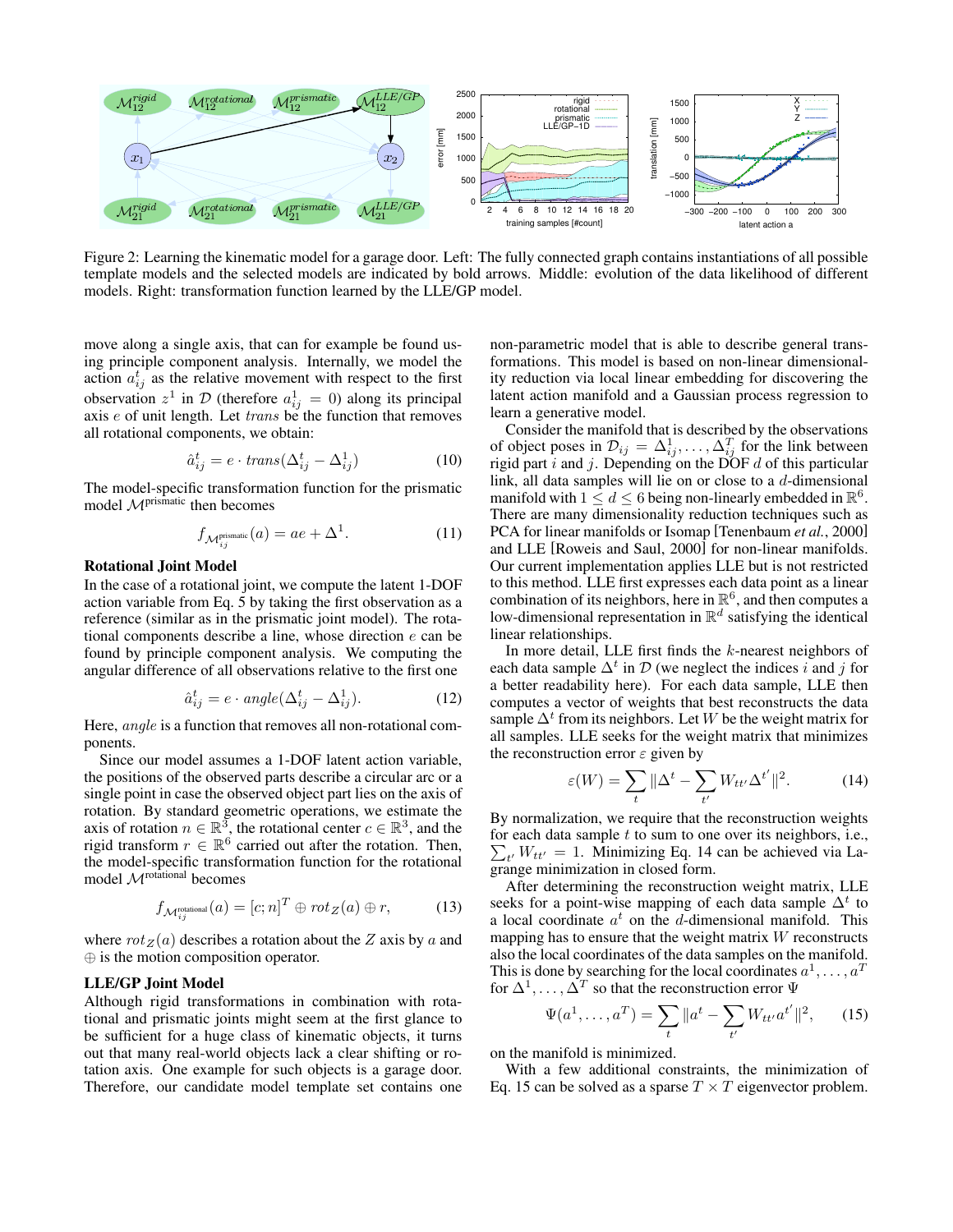Figure 2: Learning the kinematic model for a garage door. Left: The fully connected graph contains instantiations of all possible template models and the selected models are indicated by bold arrows. Middle: evolution of the data likelihood of different models. Right: transformation function learned by the LLE/GP model.

move along a single axis, that can for example be found using principle component analysis. Internally, we model the action $a_{ij}^t$ as the relative movement with respect to the first observation $z^1$ in $\mathcal{D}$ (therefore $a_{ij}^1 = 0$) along its principal axis $e$ of unit length. Let $trans$ be the function that removes all rotational components, we obtain:

$$\hat{a}_{ij}^t = e \cdot trans(\Delta_{ij}^t - \Delta_{ij}^1) \tag{10}$$

The model-specific transformation function for the prismatic model $\mathcal{M}^{\text{prismatic}}$ then becomes

$$f_{\mathcal{M}_{ij}^{\text{prismatic}}}(a) = ae + \Delta^1. \tag{11}$$

### Rotational Joint Model

In the case of a rotational joint, we compute the latent 1-DOF action variable from Eq. 5 by taking the first observation as a reference (similar as in the prismatic joint model). The rotational components describe a line, whose direction $e$ can be found by principle component analysis. We computing the angular difference of all observations relative to the first one

$$\hat{a}_{ij}^t = e \cdot angle(\Delta_{ij}^t - \Delta_{ij}^1). \tag{12}$$

Here, $angle$ is a function that removes all non-rotational components.

Since our model assumes a 1-DOF latent action variable, the positions of the observed parts describe a circular arc or a single point in case the observed object part lies on the axis of rotation. By standard geometric operations, we estimate the axis of rotation $n \in \mathbb{R}^3$, the rotational center $c \in \mathbb{R}^3$, and the rigid transform $r \in \mathbb{R}^6$ carried out after the rotation. Then, the model-specific transformation function for the rotational model $\mathcal{M}^{\text{rotational}}$ becomes

$$f_{\mathcal{M}_{ij}^{\text{rotational}}}(a) = [c; n]^T \oplus rot_Z(a) \oplus r, \tag{13}$$

where $rot_Z(a)$ describes a rotation about the $Z$ axis by $a$ and $\oplus$ is the motion composition operator.

### LLE/GP Joint Model

Although rigid transformations in combination with rotational and prismatic joints might seem at the first glance to be sufficient for a huge class of kinematic objects, it turns out that many real-world objects lack a clear shifting or rotation axis. One example for such objects is a garage door. Therefore, our candidate model template set contains one non-parametric model that is able to describe general transformations. This model is based on non-linear dimensionality reduction via local linear embedding for discovering the latent action manifold and a Gaussian process regression to learn a generative model.

Consider the manifold that is described by the observations of object poses in $\mathcal{D}_{ij} = \Delta_{ij}^1, \ldots, \Delta_{ij}^T$ for the link between rigid part $i$ and $j$. Depending on the DOF $d$ of this particular link, all data samples will lie on or close to a $d$-dimensional manifold with $1 \leq d \leq 6$ being non-linearly embedded in $\mathbb{R}^6$. There are many dimensionality reduction techniques such as PCA for linear manifolds or Isomap [Tenenbaum *et al.*, 2000] and LLE [Roweis and Saul, 2000] for non-linear manifolds. Our current implementation applies LLE but is not restricted to this method. LLE first expresses each data point as a linear combination of its neighbors, here in $\mathbb{R}^6$, and then computes a low-dimensional representation in $\mathbb{R}^d$ satisfying the identical linear relationships.

In more detail, LLE first finds the $k$-nearest neighbors of each data sample $\Delta^t$ in $\mathcal{D}$ (we neglect the indices $i$ and $j$ for a better readability here). For each data sample, LLE then computes a vector of weights that best reconstructs the data sample $\Delta^t$ from its neighbors. Let $W$ be the weight matrix for all samples. LLE seeks for the weight matrix that minimizes the reconstruction error $\varepsilon$ given by

$$\varepsilon(W) = \sum_t \|\Delta^t - \sum_{t'} W_{tt'} \Delta^{t'}\|^2. \tag{14}$$

By normalization, we require that the reconstruction weights for each data sample $t$ to sum to one over its neighbors, i.e., $\sum_{t'} W_{tt'} = 1$. Minimizing Eq. 14 can be achieved via Lagrange minimization in closed form.

After determining the reconstruction weight matrix, LLE seeks for a point-wise mapping of each data sample $\Delta^t$ to a local coordinate $a^t$ on the $d$-dimensional manifold. This mapping has to ensure that the weight matrix $W$ reconstructs also the local coordinates of the data samples on the manifold. This is done by searching for the local coordinates $a^1, \ldots, a^T$ for $\Delta^1, \ldots, \Delta^T$ so that the reconstruction error $\Psi$

$$\Psi(a^1, \ldots, a^T) = \sum_t \|a^t - \sum_{t'} W_{tt'} a^{t'}\|^2, \tag{15}$$

on the manifold is minimized.

With a few additional constraints, the minimization of Eq. 15 can be solved as a sparse $T \times T$ eigenvector problem.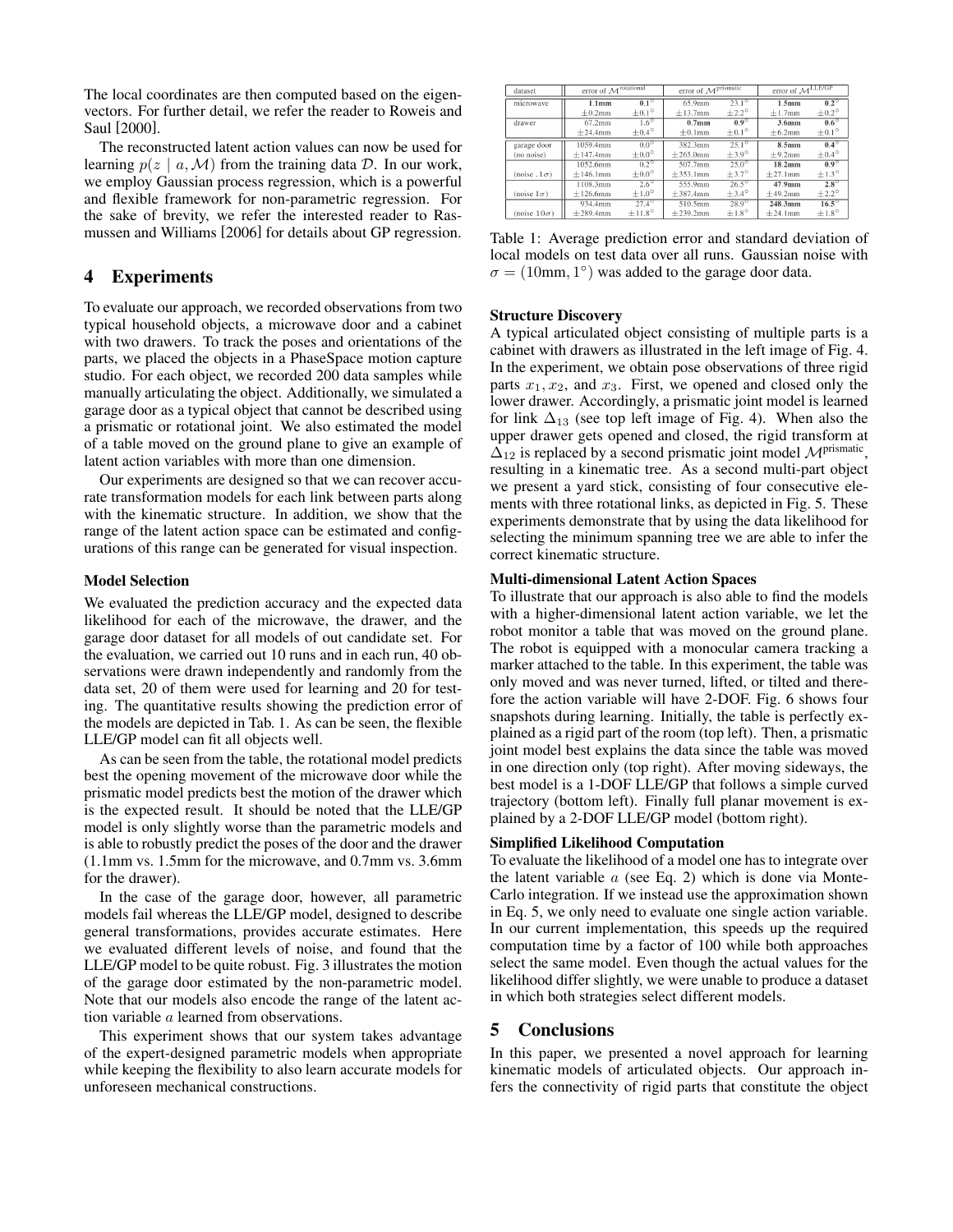The local coordinates are then computed based on the eigenvectors. For further detail, we refer the reader to Roweis and Saul [2000].

The reconstructed latent action values can now be used for learning $p(z \mid a, \mathcal{M})$ from the training data $\mathcal{D}$. In our work, we employ Gaussian process regression, which is a powerful and flexible framework for non-parametric regression. For the sake of brevity, we refer the interested reader to Rasmussen and Williams [2006] for details about GP regression.

## 4 Experiments

To evaluate our approach, we recorded observations from two typical household objects, a microwave door and a cabinet with two drawers. To track the poses and orientations of the parts, we placed the objects in a PhaseSpace motion capture studio. For each object, we recorded 200 data samples while manually articulating the object. Additionally, we simulated a garage door as a typical object that cannot be described using a prismatic or rotational joint. We also estimated the model of a table moved on the ground plane to give an example of latent action variables with more than one dimension.

Our experiments are designed so that we can recover accurate transformation models for each link between parts along with the kinematic structure. In addition, we show that the range of the latent action space can be estimated and configurations of this range can be generated for visual inspection.

### Model Selection

We evaluated the prediction accuracy and the expected data likelihood for each of the microwave, the drawer, and the garage door dataset for all models of out candidate set. For the evaluation, we carried out 10 runs and in each run, 40 observations were drawn independently and randomly from the data set, 20 of them were used for learning and 20 for testing. The quantitative results showing the prediction error of the models are depicted in Tab. 1. As can be seen, the flexible LLE/GP model can fit all objects well.

As can be seen from the table, the rotational model predicts best the opening movement of the microwave door while the prismatic model predicts best the motion of the drawer which is the expected result. It should be noted that the LLE/GP model is only slightly worse than the parametric models and is able to robustly predict the poses of the door and the drawer (1.1mm vs. 1.5mm for the microwave, and 0.7mm vs. 3.6mm for the drawer).

In the case of the garage door, however, all parametric models fail whereas the LLE/GP model, designed to describe general transformations, provides accurate estimates. Here we evaluated different levels of noise, and found that the LLE/GP model to be quite robust. Fig. 3 illustrates the motion of the garage door estimated by the non-parametric model. Note that our models also encode the range of the latent action variable $a$ learned from observations.

This experiment shows that our system takes advantage of the expert-designed parametric models when appropriate while keeping the flexibility to also learn accurate models for unforeseen mechanical constructions.

| dataset | error of $\mathcal{M}^{\text{rotational}}$ | | error of $\mathcal{M}^{\text{prismatic}}$ | | error of $\mathcal{M}^{\text{LLE/GP}}$ | |
|---|---|---|---|---|---|---|
| microwave | **1.1mm** | **0.1°** | 65.9mm | 23.1° | 1.5mm | 0.2° |
| | ±0.2mm | ±0.1° | ±13.7mm | ±2.2° | ±1.7mm | ±0.2° |
| drawer | 67.2mm | 1.6° | **0.7mm** | **0.9°** | 3.6mm | 0.6° |
| | ±24.4mm | ±0.4° | ±0.1mm | ±0.1° | ±6.2mm | ±0.1° |
| garage door | 1059.4mm | 0.0° | 382.3mm | 25.1° | **8.5mm** | **0.4°** |
| (no noise) | ±147.4mm | ±0.0° | ±265.0mm | ±3.9° | ±9.2mm | ±0.4° |
| | 1052.6mm | 0.2° | 507.7mm | 25.0° | **18.2mm** | **0.9°** |
| (noise .1σ) | ±146.1mm | ±0.0° | ±353.1mm | ±3.7° | ±27.1mm | ±1.3° |
| | 1108.3mm | 2.6° | 555.9mm | 26.5° | **47.9mm** | **2.8°** |
| (noise 1σ) | ±126.6mm | ±1.0° | ±387.4mm | ±3.4° | ±49.2mm | ±2.2° |
| | 934.4mm | 27.4° | 510.5mm | 28.9° | **248.3mm** | **16.5°** |
| (noise 10σ) | ±289.4mm | ±11.8° | ±239.2mm | ±1.8° | ±24.1mm | ±1.8° |

Table 1: Average prediction error and standard deviation of local models on test data over all runs. Gaussian noise with $\sigma = (10\text{mm}, 1^\circ)$ was added to the garage door data.

### Structure Discovery

A typical articulated object consisting of multiple parts is a cabinet with drawers as illustrated in the left image of Fig. 4. In the experiment, we obtain pose observations of three rigid parts $x_1, x_2$, and $x_3$. First, we opened and closed only the lower drawer. Accordingly, a prismatic joint model is learned for link $\Delta_{13}$ (see top left image of Fig. 4). When also the upper drawer gets opened and closed, the rigid transform at $\Delta_{12}$ is replaced by a second prismatic joint model $\mathcal{M}^{\text{prismatic}}$, resulting in a kinematic tree. As a second multi-part object we present a yard stick, consisting of four consecutive elements with three rotational links, as depicted in Fig. 5. These experiments demonstrate that by using the data likelihood for selecting the minimum spanning tree we are able to infer the correct kinematic structure.

### Multi-dimensional Latent Action Spaces

To illustrate that our approach is also able to find the models with a higher-dimensional latent action variable, we let the robot monitor a table that was moved on the ground plane. The robot is equipped with a monocular camera tracking a marker attached to the table. In this experiment, the table was only moved and was never turned, lifted, or tilted and therefore the action variable will have 2-DOF. Fig. 6 shows four snapshots during learning. Initially, the table is perfectly explained as a rigid part of the room (top left). Then, a prismatic joint model best explains the data since the table was moved in one direction only (top right). After moving sideways, the best model is a 1-DOF LLE/GP that follows a simple curved trajectory (bottom left). Finally full planar movement is explained by a 2-DOF LLE/GP model (bottom right).

### Simplified Likelihood Computation

To evaluate the likelihood of a model one has to integrate over the latent variable $a$ (see Eq. 2) which is done via Monte-Carlo integration. If we instead use the approximation shown in Eq. 5, we only need to evaluate one single action variable. In our current implementation, this speeds up the required computation time by a factor of 100 while both approaches select the same model. Even though the actual values for the likelihood differ slightly, we were unable to produce a dataset in which both strategies select different models.

## 5 Conclusions

In this paper, we presented a novel approach for learning kinematic models of articulated objects. Our approach infers the connectivity of rigid parts that constitute the object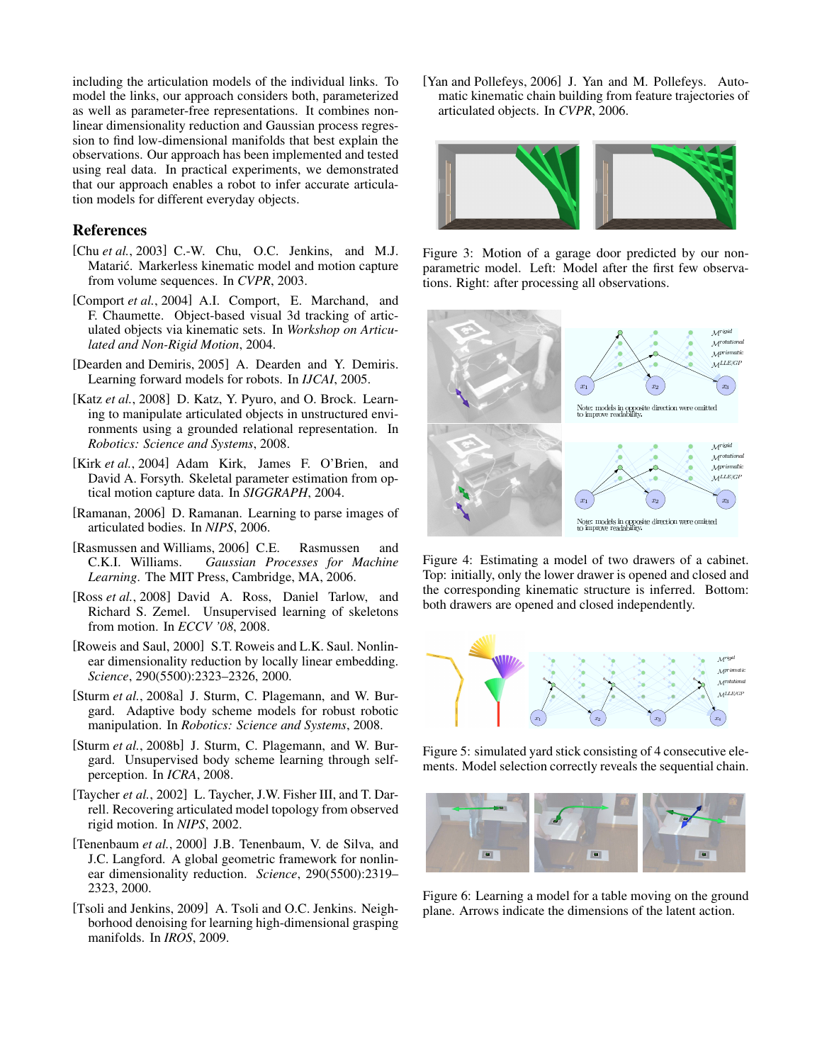including the articulation models of the individual links. To model the links, our approach considers both, parameterized as well as parameter-free representations. It combines nonlinear dimensionality reduction and Gaussian process regression to find low-dimensional manifolds that best explain the observations. Our approach has been implemented and tested using real data. In practical experiments, we demonstrated that our approach enables a robot to infer accurate articulation models for different everyday objects.

## References

[Chu *et al.*, 2003] C.-W. Chu, O.C. Jenkins, and M.J. Matarić. Markerless kinematic model and motion capture from volume sequences. In *CVPR*, 2003.

[Comport *et al.*, 2004] A.I. Comport, E. Marchand, and F. Chaumette. Object-based visual 3d tracking of articulated objects via kinematic sets. In *Workshop on Articulated and Non-Rigid Motion*, 2004.

[Dearden and Demiris, 2005] A. Dearden and Y. Demiris. Learning forward models for robots. In *IJCAI*, 2005.

[Katz *et al.*, 2008] D. Katz, Y. Pyuro, and O. Brock. Learning to manipulate articulated objects in unstructured environments using a grounded relational representation. In *Robotics: Science and Systems*, 2008.

[Kirk *et al.*, 2004] Adam Kirk, James F. O'Brien, and David A. Forsyth. Skeletal parameter estimation from optical motion capture data. In *SIGGRAPH*, 2004.

[Ramanan, 2006] D. Ramanan. Learning to parse images of articulated bodies. In *NIPS*, 2006.

[Rasmussen and Williams, 2006] C.E. Rasmussen and C.K.I. Williams. *Gaussian Processes for Machine Learning*. The MIT Press, Cambridge, MA, 2006.

[Ross *et al.*, 2008] David A. Ross, Daniel Tarlow, and Richard S. Zemel. Unsupervised learning of skeletons from motion. In *ECCV '08*, 2008.

[Roweis and Saul, 2000] S.T. Roweis and L.K. Saul. Nonlinear dimensionality reduction by locally linear embedding. *Science*, 290(5500):2323–2326, 2000.

[Sturm *et al.*, 2008a] J. Sturm, C. Plagemann, and W. Burgard. Adaptive body scheme models for robust robotic manipulation. In *Robotics: Science and Systems*, 2008.

[Sturm *et al.*, 2008b] J. Sturm, C. Plagemann, and W. Burgard. Unsupervised body scheme learning through self-perception. In *ICRA*, 2008.

[Taycher *et al.*, 2002] L. Taycher, J.W. Fisher III, and T. Darrell. Recovering articulated model topology from observed rigid motion. In *NIPS*, 2002.

[Tenenbaum *et al.*, 2000] J.B. Tenenbaum, V. de Silva, and J.C. Langford. A global geometric framework for nonlinear dimensionality reduction. *Science*, 290(5500):2319–2323, 2000.

[Tsoli and Jenkins, 2009] A. Tsoli and O.C. Jenkins. Neighborhood denoising for learning high-dimensional grasping manifolds. In *IROS*, 2009.

[Yan and Pollefeys, 2006] J. Yan and M. Pollefeys. Automatic kinematic chain building from feature trajectories of articulated objects. In *CVPR*, 2006.

Figure 3: Motion of a garage door predicted by our nonparametric model. Left: Model after the first few observations. Right: after processing all observations.

$\mathcal{M}^{rigid}$
$\mathcal{M}^{rotational}$
$\mathcal{M}^{prismatic}$
$\mathcal{M}^{LLE/GP}$
$x_1$ $x_2$ $x_3$
Note: models in opposite direction were omitted to improve readability.

$\mathcal{M}^{rigid}$
$\mathcal{M}^{rotational}$
$\mathcal{M}^{prismatic}$
$\mathcal{M}^{LLE/GP}$
$x_1$ $x_2$ $x_3$
Note: models in opposite direction were omitted to improve readability.

Figure 4: Estimating a model of two drawers of a cabinet. Top: initially, only the lower drawer is opened and closed and the corresponding kinematic structure is inferred. Bottom: both drawers are opened and closed independently.

$\mathcal{M}^{rigid}$
$\mathcal{M}^{prismatic}$
$\mathcal{M}^{rotational}$
$\mathcal{M}^{LLE/GP}$
$x_1$ $x_2$ $x_3$ $x_4$

Figure 5: simulated yard stick consisting of 4 consecutive elements. Model selection correctly reveals the sequential chain.

Figure 6: Learning a model for a table moving on the ground plane. Arrows indicate the dimensions of the latent action.